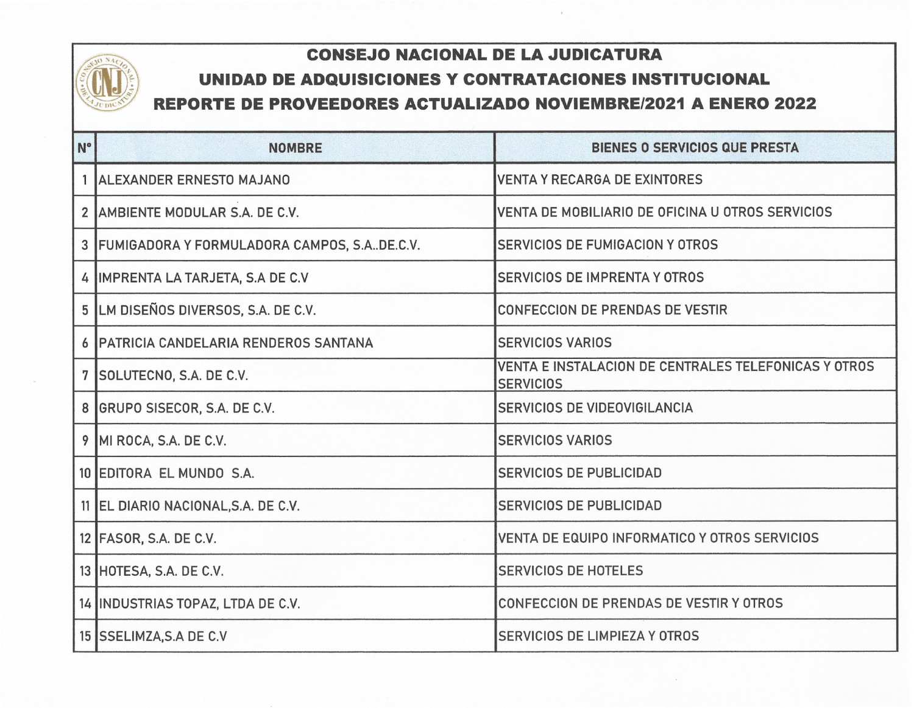# CONSEJO NACIONAL DE LA JUDICATURA

## UNIDAD DE ADQUISICIONES Y CONTRATACIONES INSTITUCIONAL

## REPORTE DE PROVEEDORES ACTUALIZADO NOVIEMBRE/2021 A ENERO 2022

| N° | NOMBRE | BIENES O SERVICIOS QUE PRESTA |
|---|---|---|
| 1 | ALEXANDER ERNESTO MAJANO | VENTA Y RECARGA DE EXINTORES |
| 2 | AMBIENTE MODULAR S.A. DE C.V. | VENTA DE MOBILIARIO DE OFICINA U OTROS SERVICIOS |
| 3 | FUMIGADORA Y FORMULADORA CAMPOS, S.A..DE.C.V. | SERVICIOS DE FUMIGACION Y OTROS |
| 4 | IMPRENTA LA TARJETA, S.A DE C.V | SERVICIOS DE IMPRENTA Y OTROS |
| 5 | LM DISEÑOS DIVERSOS, S.A. DE C.V. | CONFECCION DE PRENDAS DE VESTIR |
| 6 | PATRICIA CANDELARIA RENDEROS SANTANA | SERVICIOS VARIOS |
| 7 | SOLUTECNO, S.A. DE C.V. | VENTA E INSTALACION DE CENTRALES TELEFONICAS Y OTROS SERVICIOS |
| 8 | GRUPO SISECOR, S.A. DE C.V. | SERVICIOS DE VIDEOVIGILANCIA |
| 9 | MI ROCA, S.A. DE C.V. | SERVICIOS VARIOS |
| 10 | EDITORA EL MUNDO S.A. | SERVICIOS DE PUBLICIDAD |
| 11 | EL DIARIO NACIONAL,S.A. DE C.V. | SERVICIOS DE PUBLICIDAD |
| 12 | FASOR, S.A. DE C.V. | VENTA DE EQUIPO INFORMATICO Y OTROS SERVICIOS |
| 13 | HOTESA, S.A. DE C.V. | SERVICIOS DE HOTELES |
| 14 | INDUSTRIAS TOPAZ, LTDA DE C.V. | CONFECCION DE PRENDAS DE VESTIR Y OTROS |
| 15 | SSELIMZA,S.A DE C.V | SERVICIOS DE LIMPIEZA Y OTROS |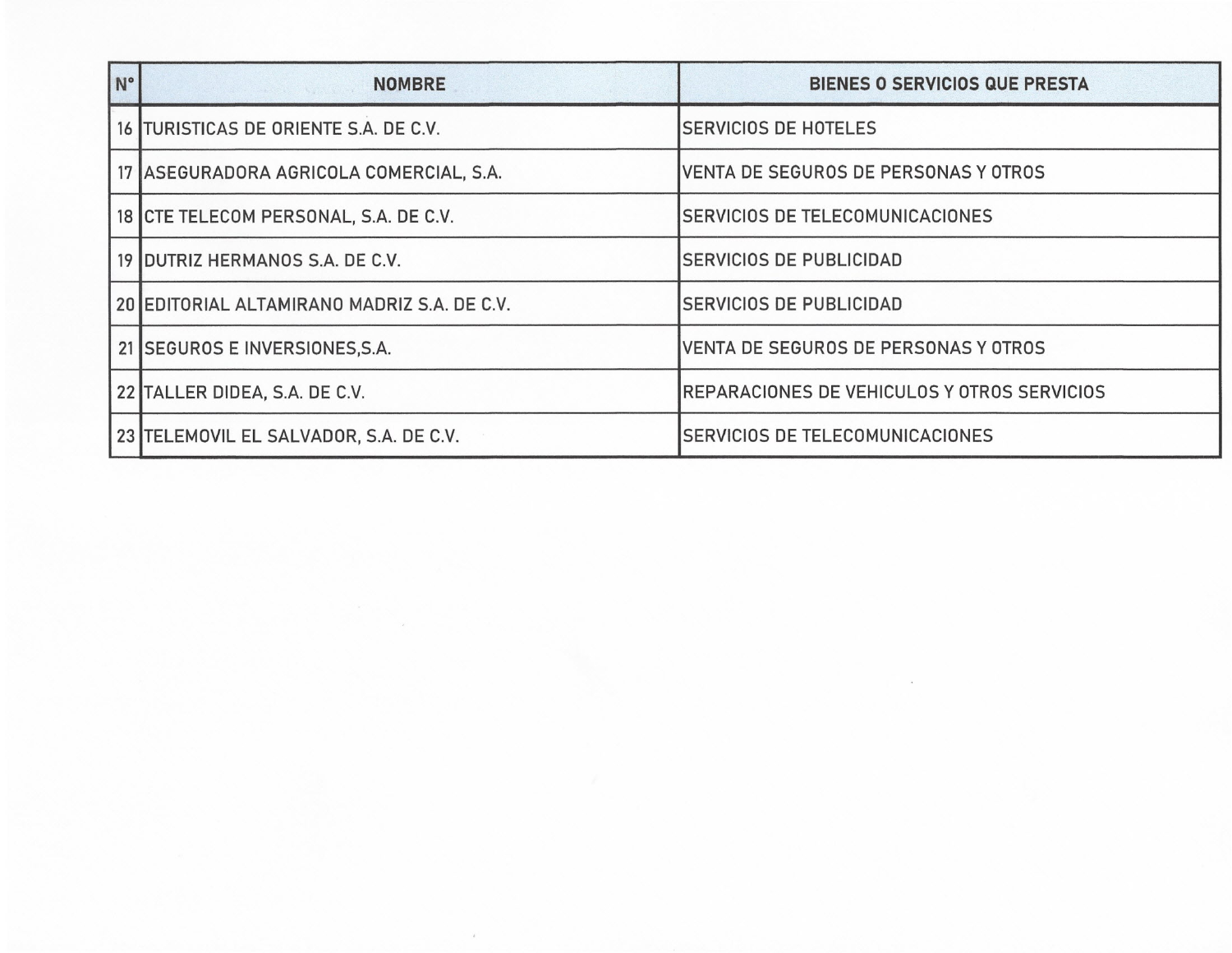| N° | NOMBRE | BIENES O SERVICIOS QUE PRESTA |
|---|---|---|
| 16 | TURISTICAS DE ORIENTE S.A. DE C.V. | SERVICIOS DE HOTELES |
| 17 | ASEGURADORA AGRICOLA COMERCIAL, S.A. | VENTA DE SEGUROS DE PERSONAS Y OTROS |
| 18 | CTE TELECOM PERSONAL, S.A. DE C.V. | SERVICIOS DE TELECOMUNICACIONES |
| 19 | DUTRIZ HERMANOS S.A. DE C.V. | SERVICIOS DE PUBLICIDAD |
| 20 | EDITORIAL ALTAMIRANO MADRIZ S.A. DE C.V. | SERVICIOS DE PUBLICIDAD |
| 21 | SEGUROS E INVERSIONES,S.A. | VENTA DE SEGUROS DE PERSONAS Y OTROS |
| 22 | TALLER DIDEA, S.A. DE C.V. | REPARACIONES DE VEHICULOS Y OTROS SERVICIOS |
| 23 | TELEMOVIL EL SALVADOR, S.A. DE C.V. | SERVICIOS DE TELECOMUNICACIONES |